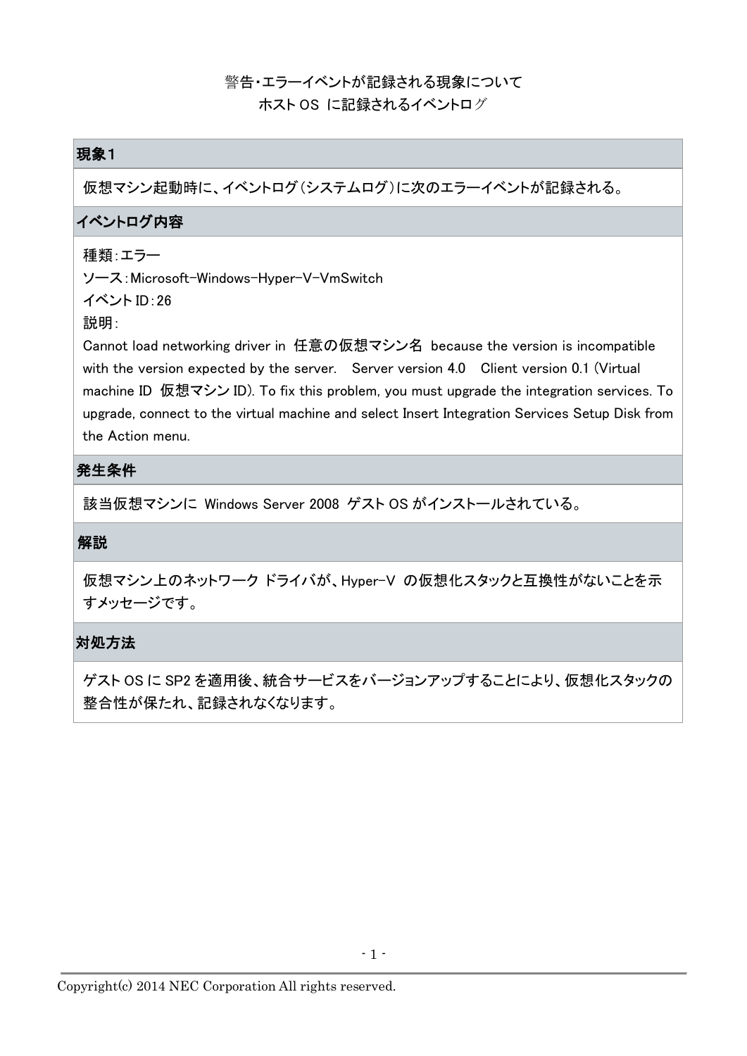# 警告・エラーイベントが記録される現象について
# ホスト OS に記録されるイベントログ

## 現象1

仮想マシン起動時に、イベントログ（システムログ）に次のエラーイベントが記録される。

## イベントログ内容

種類：エラー
ソース：Microsoft-Windows-Hyper-V-VmSwitch
イベント ID：26
説明：
Cannot load networking driver in 任意の仮想マシン名 because the version is incompatible with the version expected by the server. Server version 4.0 Client version 0.1 (Virtual machine ID 仮想マシン ID). To fix this problem, you must upgrade the integration services. To upgrade, connect to the virtual machine and select Insert Integration Services Setup Disk from the Action menu.

## 発生条件

該当仮想マシンに Windows Server 2008 ゲスト OS がインストールされている。

## 解説

仮想マシン上のネットワーク ドライバが、Hyper-V の仮想化スタックと互換性がないことを示すメッセージです。

## 対処方法

ゲスト OS に SP2 を適用後、統合サービスをバージョンアップすることにより、仮想化スタックの整合性が保たれ、記録されなくなります。

Copyright(c) 2014 NEC Corporation All rights reserved.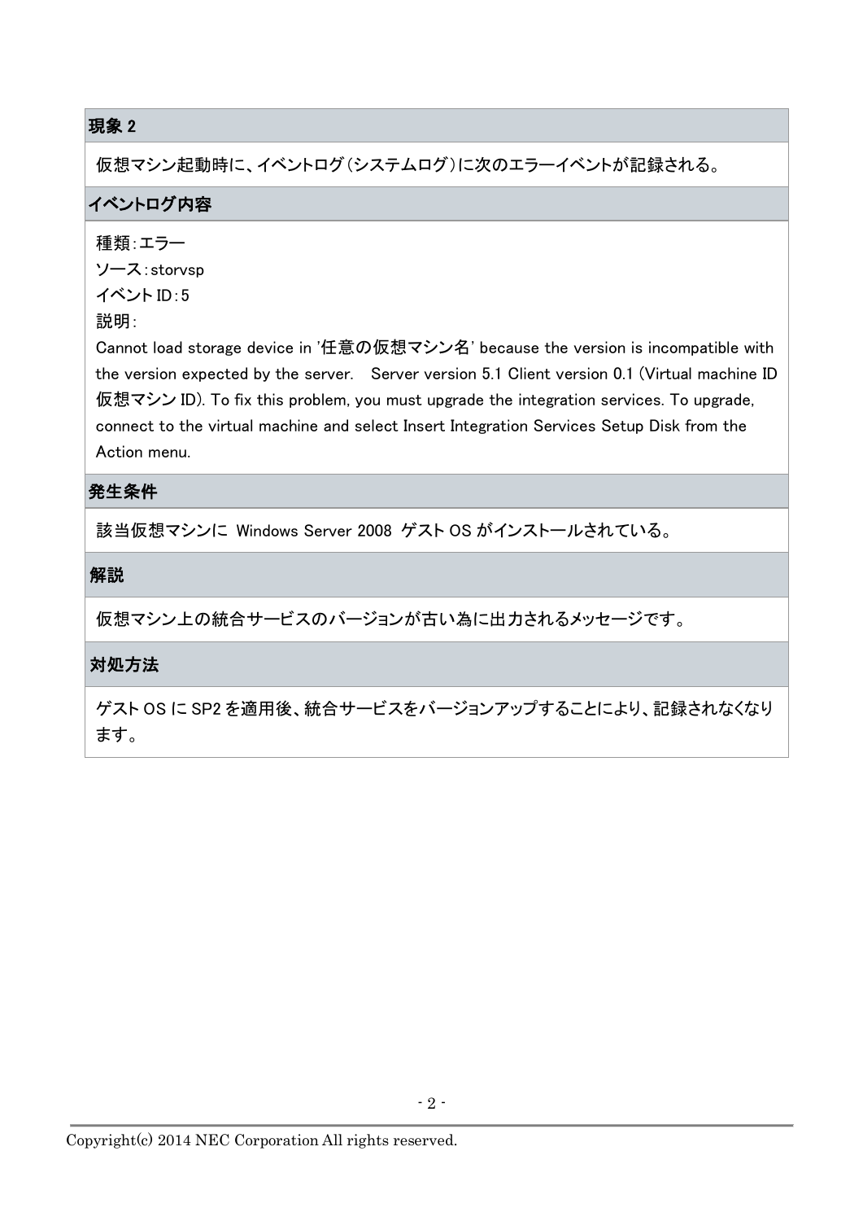**現象 2**

仮想マシン起動時に、イベントログ(システムログ)に次のエラーイベントが記録される。

**イベントログ内容**

種類:エラー
ソース:storvsp
イベント ID:5
説明:
Cannot load storage device in '任意の仮想マシン名' because the version is incompatible with the version expected by the server.　Server version 5.1 Client version 0.1 (Virtual machine ID 仮想マシン ID). To fix this problem, you must upgrade the integration services. To upgrade, connect to the virtual machine and select Insert Integration Services Setup Disk from the Action menu.

**発生条件**

該当仮想マシンに Windows Server 2008 ゲスト OS がインストールされている。

**解説**

仮想マシン上の統合サービスのバージョンが古い為に出力されるメッセージです。

**対処方法**

ゲスト OS に SP2 を適用後、統合サービスをバージョンアップすることにより、記録されなくなります。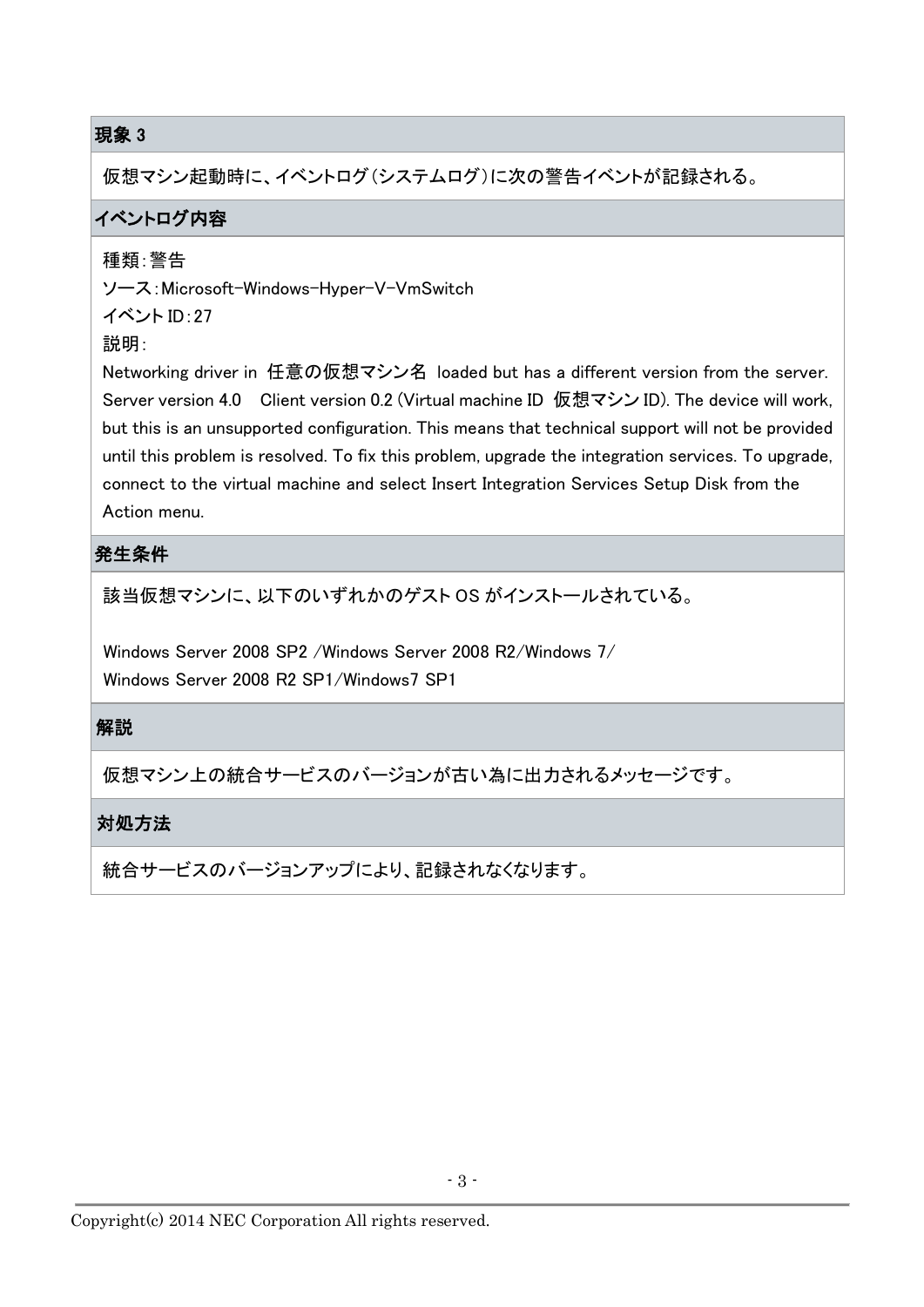## 現象 3

仮想マシン起動時に、イベントログ（システムログ）に次の警告イベントが記録される。

### イベントログ内容

種類：警告
ソース：Microsoft-Windows-Hyper-V-VmSwitch
イベント ID：27
説明：
Networking driver in 任意の仮想マシン名 loaded but has a different version from the server. Server version 4.0 Client version 0.2 (Virtual machine ID 仮想マシン ID). The device will work, but this is an unsupported configuration. This means that technical support will not be provided until this problem is resolved. To fix this problem, upgrade the integration services. To upgrade, connect to the virtual machine and select Insert Integration Services Setup Disk from the Action menu.

### 発生条件

該当仮想マシンに、以下のいずれかのゲスト OS がインストールされている。

Windows Server 2008 SP2 /Windows Server 2008 R2/Windows 7/
Windows Server 2008 R2 SP1/Windows7 SP1

### 解説

仮想マシン上の統合サービスのバージョンが古い為に出力されるメッセージです。

### 対処方法

統合サービスのバージョンアップにより、記録されなくなります。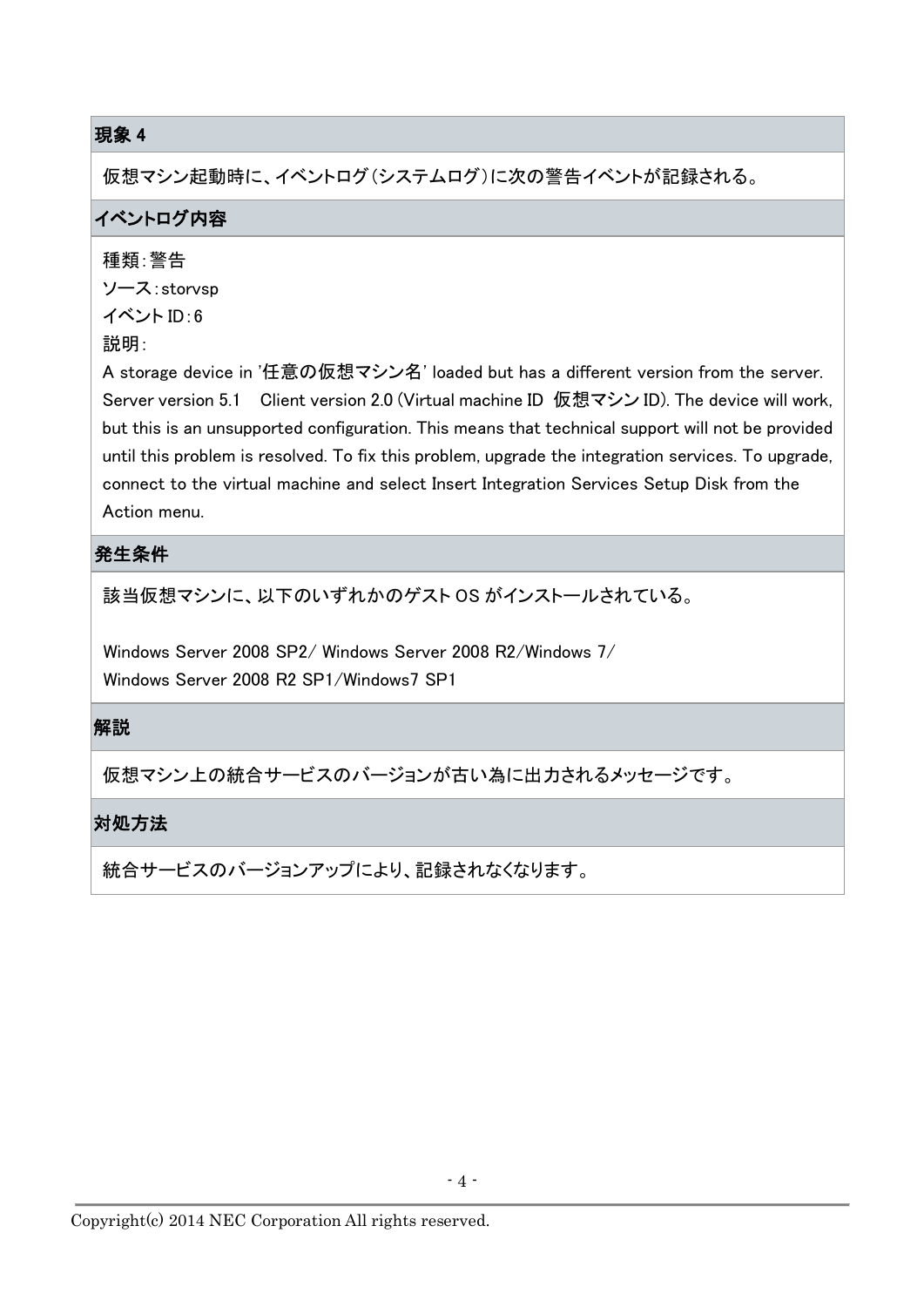## 現象 4

仮想マシン起動時に、イベントログ(システムログ)に次の警告イベントが記録される。

### イベントログ内容

種類:警告
ソース:storvsp
イベント ID:6
説明:
A storage device in '任意の仮想マシン名' loaded but has a different version from the server. Server version 5.1　Client version 2.0 (Virtual machine ID 仮想マシン ID). The device will work, but this is an unsupported configuration. This means that technical support will not be provided until this problem is resolved. To fix this problem, upgrade the integration services. To upgrade, connect to the virtual machine and select Insert Integration Services Setup Disk from the Action menu.

### 発生条件

該当仮想マシンに、以下のいずれかのゲスト OS がインストールされている。

Windows Server 2008 SP2/ Windows Server 2008 R2/Windows 7/
Windows Server 2008 R2 SP1/Windows7 SP1

### 解説

仮想マシン上の統合サービスのバージョンが古い為に出力されるメッセージです。

### 対処方法

統合サービスのバージョンアップにより、記録されなくなります。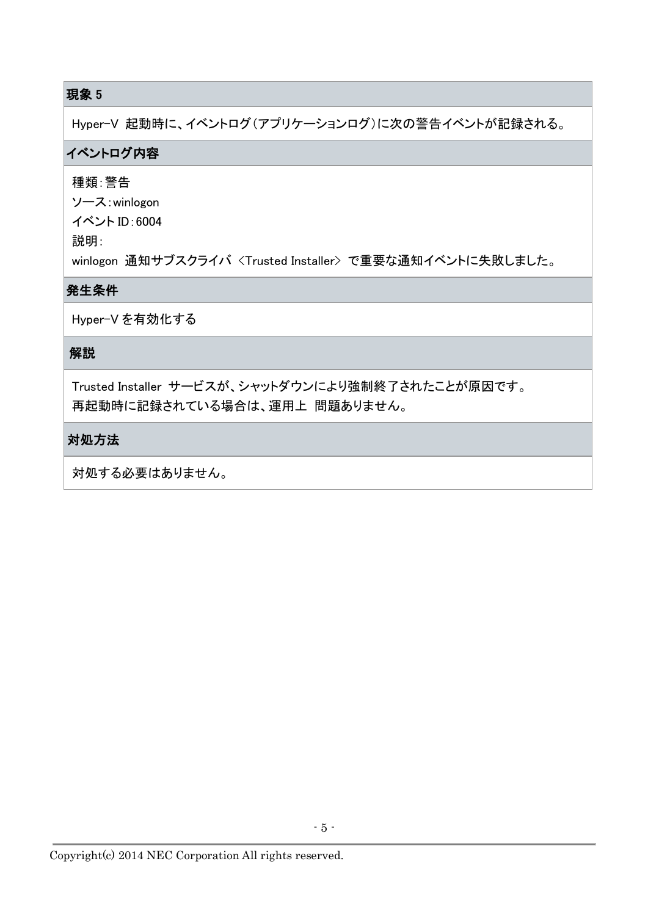### 現象 5

Hyper-V 起動時に、イベントログ(アプリケーションログ)に次の警告イベントが記録される。

### イベントログ内容

種類:警告
ソース:winlogon
イベント ID:6004
説明:
winlogon 通知サブスクライバ <Trusted Installer> で重要な通知イベントに失敗しました。

### 発生条件

Hyper-V を有効化する

### 解説

Trusted Installer サービスが、シャットダウンにより強制終了されたことが原因です。
再起動時に記録されている場合は、運用上 問題ありません。

### 対処方法

対処する必要はありません。

Copyright(c) 2014 NEC Corporation All rights reserved.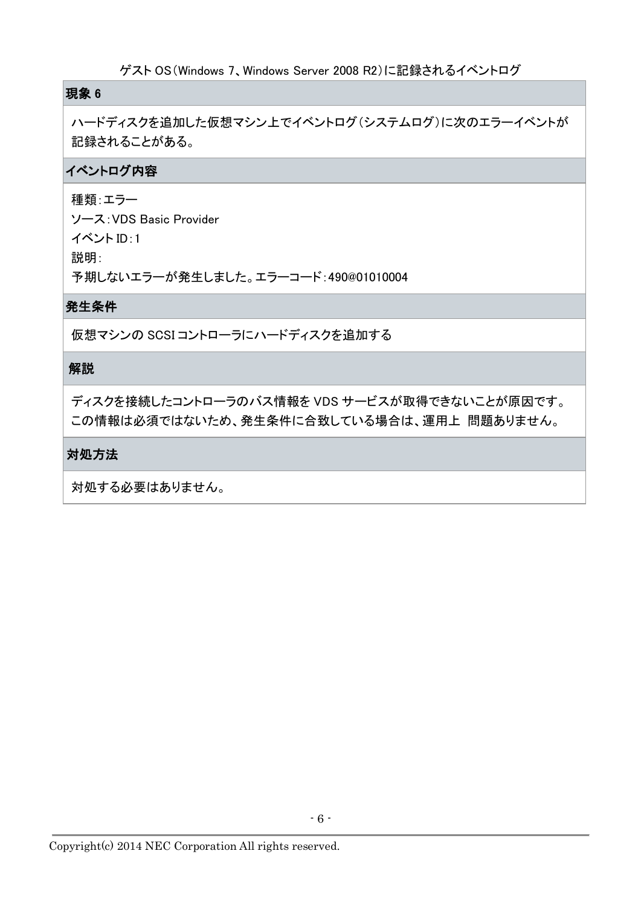ゲスト OS（Windows 7、Windows Server 2008 R2）に記録されるイベントログ

### 現象 6

ハードディスクを追加した仮想マシン上でイベントログ（システムログ）に次のエラーイベントが記録されることがある。

### イベントログ内容

種類：エラー
ソース：VDS Basic Provider
イベント ID：1
説明：
予期しないエラーが発生しました。エラーコード：490@01010004

### 発生条件

仮想マシンの SCSI コントローラにハードディスクを追加する

### 解説

ディスクを接続したコントローラのバス情報を VDS サービスが取得できないことが原因です。この情報は必須ではないため、発生条件に合致している場合は、運用上 問題ありません。

### 対処方法

対処する必要はありません。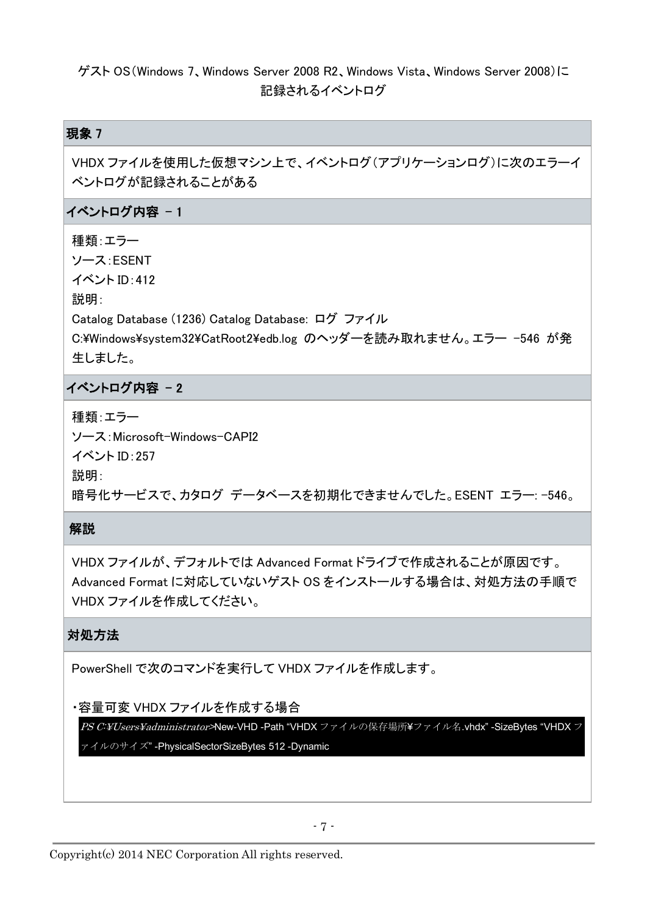ゲスト OS（Windows 7、Windows Server 2008 R2、Windows Vista、Windows Server 2008）に記録されるイベントログ

## 現象 7

VHDX ファイルを使用した仮想マシン上で、イベントログ（アプリケーションログ）に次のエラーイベントログが記録されることがある

## イベントログ内容 － 1

種類：エラー
ソース：ESENT
イベント ID：412
説明：
Catalog Database (1236) Catalog Database: ログ ファイル C:¥Windows¥system32¥CatRoot2¥edb.log のヘッダーを読み取れません。エラー -546 が発生しました。

## イベントログ内容 － 2

種類：エラー
ソース：Microsoft-Windows-CAPI2
イベント ID：257
説明：
暗号化サービスで、カタログ データベースを初期化できませんでした。ESENT エラー: -546。

## 解説

VHDX ファイルが、デフォルトでは Advanced Format ドライブで作成されることが原因です。Advanced Format に対応していないゲスト OS をインストールする場合は、対処方法の手順で VHDX ファイルを作成してください。

## 対処方法

PowerShell で次のコマンドを実行して VHDX ファイルを作成します。

・容量可変 VHDX ファイルを作成する場合

```
PS C:¥Users¥administrator>New-VHD -Path “VHDX ファイルの保存場所¥ファイル名.vhdx” -SizeBytes “VHDX ファイルのサイズ” -PhysicalSectorSizeBytes 512 -Dynamic
```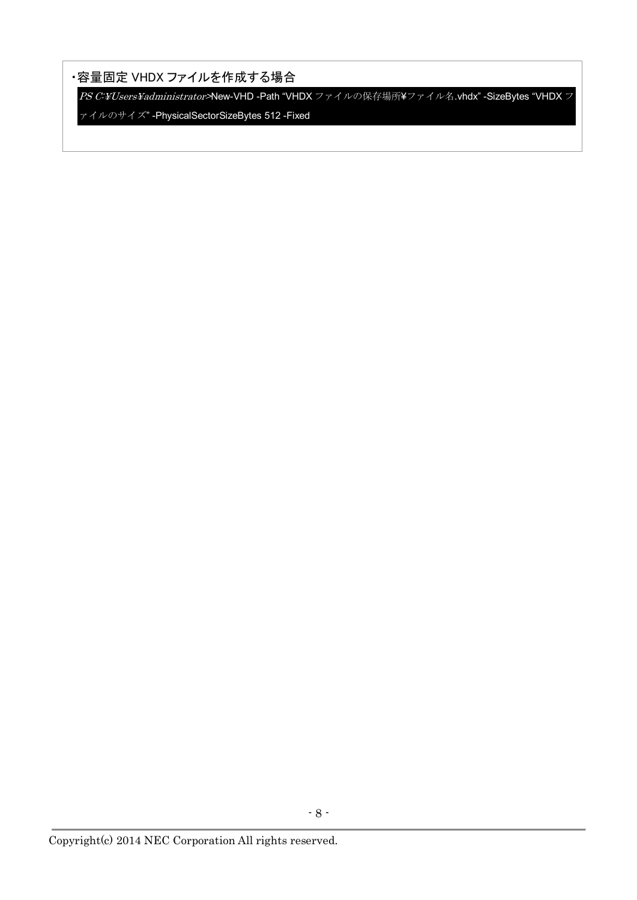・容量固定 VHDX ファイルを作成する場合

```
PS C:¥Users¥administrator>New-VHD -Path “VHDX ファイルの保存場所¥ファイル名.vhdx” -SizeBytes “VHDX ファイルのサイズ” -PhysicalSectorSizeBytes 512 -Fixed
```

Copyright(c) 2014 NEC Corporation All rights reserved.